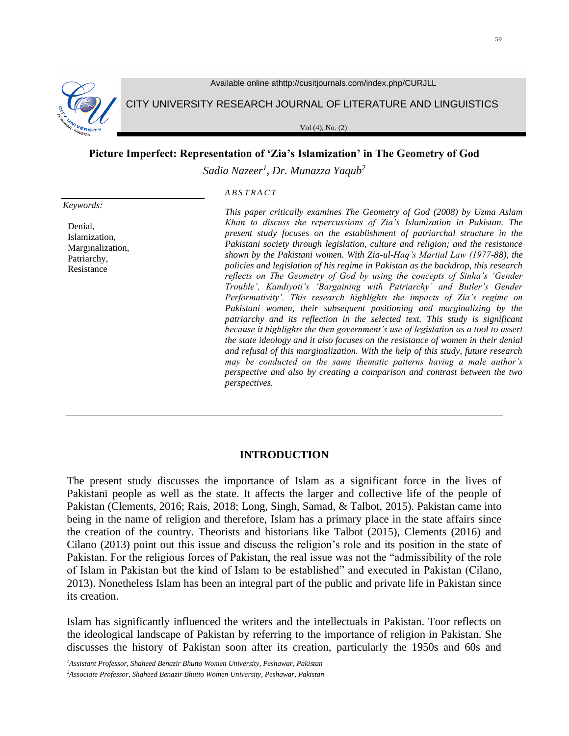Available online athttp://cusitjournals.com/index.php/CURJLL

CITY UNIVERSITY RESEARCH JOURNAL OF LITERATURE AND LINGUISTICS

Vol (4), No. (2)

# Picture Imperfect: Representation of 'Zia's Islamization' in The Geometry of God

*Sadia Nazeer[1], Dr. Munazza Yaqub[2]*

*Keywords:*

Denial,
Islamization,
Marginalization,
Patriarchy,
Resistance

*ABSTRACT*

*This paper critically examines The Geometry of God (2008) by Uzma Aslam Khan to discuss the repercussions of Zia's Islamization in Pakistan. The present study focuses on the establishment of patriarchal structure in the Pakistani society through legislation, culture and religion; and the resistance shown by the Pakistani women. With Zia-ul-Haq's Martial Law (1977-88), the policies and legislation of his regime in Pakistan as the backdrop, this research reflects on The Geometry of God by using the concepts of Sinha's 'Gender Trouble', Kandiyoti's 'Bargaining with Patriarchy' and Butler's Gender Performativity'. This research highlights the impacts of Zia's regime on Pakistani women, their subsequent positioning and marginalizing by the patriarchy and its reflection in the selected text. This study is significant because it highlights the then government's use of legislation as a tool to assert the state ideology and it also focuses on the resistance of women in their denial and refusal of this marginalization. With the help of this study, future research may be conducted on the same thematic patterns having a male author's perspective and also by creating a comparison and contrast between the two perspectives.*

## INTRODUCTION

The present study discusses the importance of Islam as a significant force in the lives of Pakistani people as well as the state. It affects the larger and collective life of the people of Pakistan (Clements, 2016; Rais, 2018; Long, Singh, Samad, & Talbot, 2015). Pakistan came into being in the name of religion and therefore, Islam has a primary place in the state affairs since the creation of the country. Theorists and historians like Talbot (2015), Clements (2016) and Cilano (2013) point out this issue and discuss the religion's role and its position in the state of Pakistan. For the religious forces of Pakistan, the real issue was not the "admissibility of the role of Islam in Pakistan but the kind of Islam to be established" and executed in Pakistan (Cilano, 2013). Nonetheless Islam has been an integral part of the public and private life in Pakistan since its creation.

Islam has significantly influenced the writers and the intellectuals in Pakistan. Toor reflects on the ideological landscape of Pakistan by referring to the importance of religion in Pakistan. She discusses the history of Pakistan soon after its creation, particularly the 1950s and 60s and

[1]*Assistant Professor, Shaheed Benazir Bhutto Women University, Peshawar, Pakistan*

[2]*Associate Professor, Shaheed Benazir Bhutto Women University, Peshawar, Pakistan*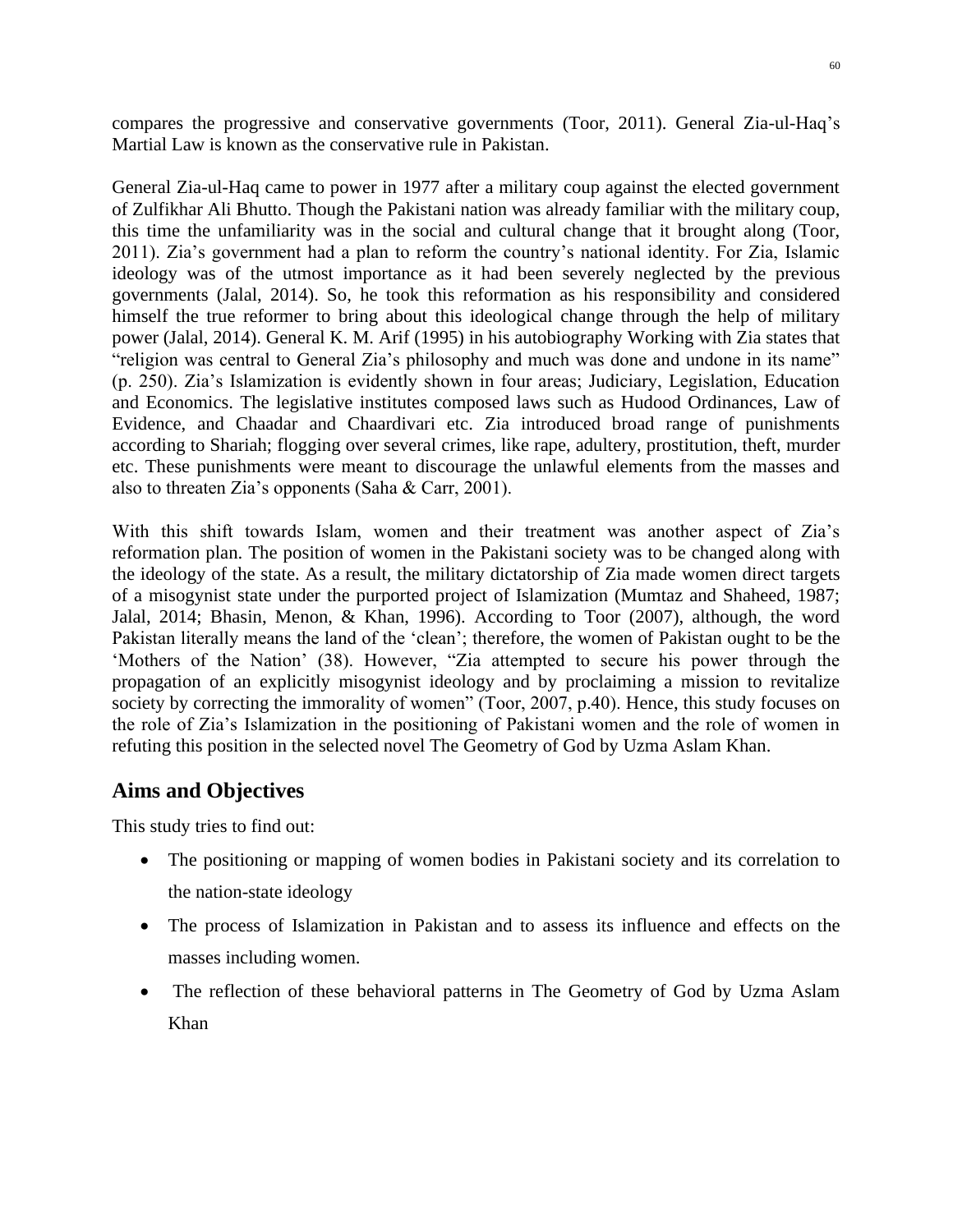compares the progressive and conservative governments (Toor, 2011). General Zia-ul-Haq's Martial Law is known as the conservative rule in Pakistan.

General Zia-ul-Haq came to power in 1977 after a military coup against the elected government of Zulfikhar Ali Bhutto. Though the Pakistani nation was already familiar with the military coup, this time the unfamiliarity was in the social and cultural change that it brought along (Toor, 2011). Zia's government had a plan to reform the country's national identity. For Zia, Islamic ideology was of the utmost importance as it had been severely neglected by the previous governments (Jalal, 2014). So, he took this reformation as his responsibility and considered himself the true reformer to bring about this ideological change through the help of military power (Jalal, 2014). General K. M. Arif (1995) in his autobiography Working with Zia states that "religion was central to General Zia's philosophy and much was done and undone in its name" (p. 250). Zia's Islamization is evidently shown in four areas; Judiciary, Legislation, Education and Economics. The legislative institutes composed laws such as Hudood Ordinances, Law of Evidence, and Chaadar and Chaardivari etc. Zia introduced broad range of punishments according to Shariah; flogging over several crimes, like rape, adultery, prostitution, theft, murder etc. These punishments were meant to discourage the unlawful elements from the masses and also to threaten Zia's opponents (Saha & Carr, 2001).

With this shift towards Islam, women and their treatment was another aspect of Zia's reformation plan. The position of women in the Pakistani society was to be changed along with the ideology of the state. As a result, the military dictatorship of Zia made women direct targets of a misogynist state under the purported project of Islamization (Mumtaz and Shaheed, 1987; Jalal, 2014; Bhasin, Menon, & Khan, 1996). According to Toor (2007), although, the word Pakistan literally means the land of the 'clean'; therefore, the women of Pakistan ought to be the 'Mothers of the Nation' (38). However, "Zia attempted to secure his power through the propagation of an explicitly misogynist ideology and by proclaiming a mission to revitalize society by correcting the immorality of women" (Toor, 2007, p.40). Hence, this study focuses on the role of Zia's Islamization in the positioning of Pakistani women and the role of women in refuting this position in the selected novel The Geometry of God by Uzma Aslam Khan.

## Aims and Objectives

This study tries to find out:

- The positioning or mapping of women bodies in Pakistani society and its correlation to the nation-state ideology
- The process of Islamization in Pakistan and to assess its influence and effects on the masses including women.
- The reflection of these behavioral patterns in The Geometry of God by Uzma Aslam Khan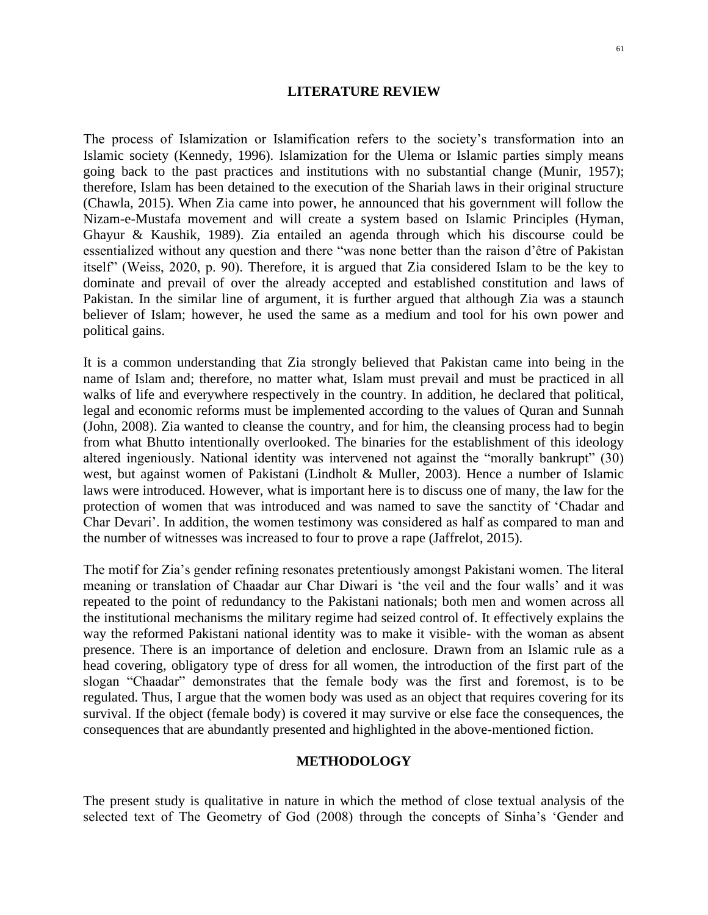## LITERATURE REVIEW

The process of Islamization or Islamification refers to the society's transformation into an Islamic society (Kennedy, 1996). Islamization for the Ulema or Islamic parties simply means going back to the past practices and institutions with no substantial change (Munir, 1957); therefore, Islam has been detained to the execution of the Shariah laws in their original structure (Chawla, 2015). When Zia came into power, he announced that his government will follow the Nizam-e-Mustafa movement and will create a system based on Islamic Principles (Hyman, Ghayur & Kaushik, 1989). Zia entailed an agenda through which his discourse could be essentialized without any question and there "was none better than the raison d'être of Pakistan itself" (Weiss, 2020, p. 90). Therefore, it is argued that Zia considered Islam to be the key to dominate and prevail of over the already accepted and established constitution and laws of Pakistan. In the similar line of argument, it is further argued that although Zia was a staunch believer of Islam; however, he used the same as a medium and tool for his own power and political gains.

It is a common understanding that Zia strongly believed that Pakistan came into being in the name of Islam and; therefore, no matter what, Islam must prevail and must be practiced in all walks of life and everywhere respectively in the country. In addition, he declared that political, legal and economic reforms must be implemented according to the values of Quran and Sunnah (John, 2008). Zia wanted to cleanse the country, and for him, the cleansing process had to begin from what Bhutto intentionally overlooked. The binaries for the establishment of this ideology altered ingeniously. National identity was intervened not against the "morally bankrupt" (30) west, but against women of Pakistani (Lindholt & Muller, 2003). Hence a number of Islamic laws were introduced. However, what is important here is to discuss one of many, the law for the protection of women that was introduced and was named to save the sanctity of 'Chadar and Char Devari'. In addition, the women testimony was considered as half as compared to man and the number of witnesses was increased to four to prove a rape (Jaffrelot, 2015).

The motif for Zia's gender refining resonates pretentiously amongst Pakistani women. The literal meaning or translation of Chaadar aur Char Diwari is 'the veil and the four walls' and it was repeated to the point of redundancy to the Pakistani nationals; both men and women across all the institutional mechanisms the military regime had seized control of. It effectively explains the way the reformed Pakistani national identity was to make it visible- with the woman as absent presence. There is an importance of deletion and enclosure. Drawn from an Islamic rule as a head covering, obligatory type of dress for all women, the introduction of the first part of the slogan "Chaadar" demonstrates that the female body was the first and foremost, is to be regulated. Thus, I argue that the women body was used as an object that requires covering for its survival. If the object (female body) is covered it may survive or else face the consequences, the consequences that are abundantly presented and highlighted in the above-mentioned fiction.

## METHODOLOGY

The present study is qualitative in nature in which the method of close textual analysis of the selected text of The Geometry of God (2008) through the concepts of Sinha's 'Gender and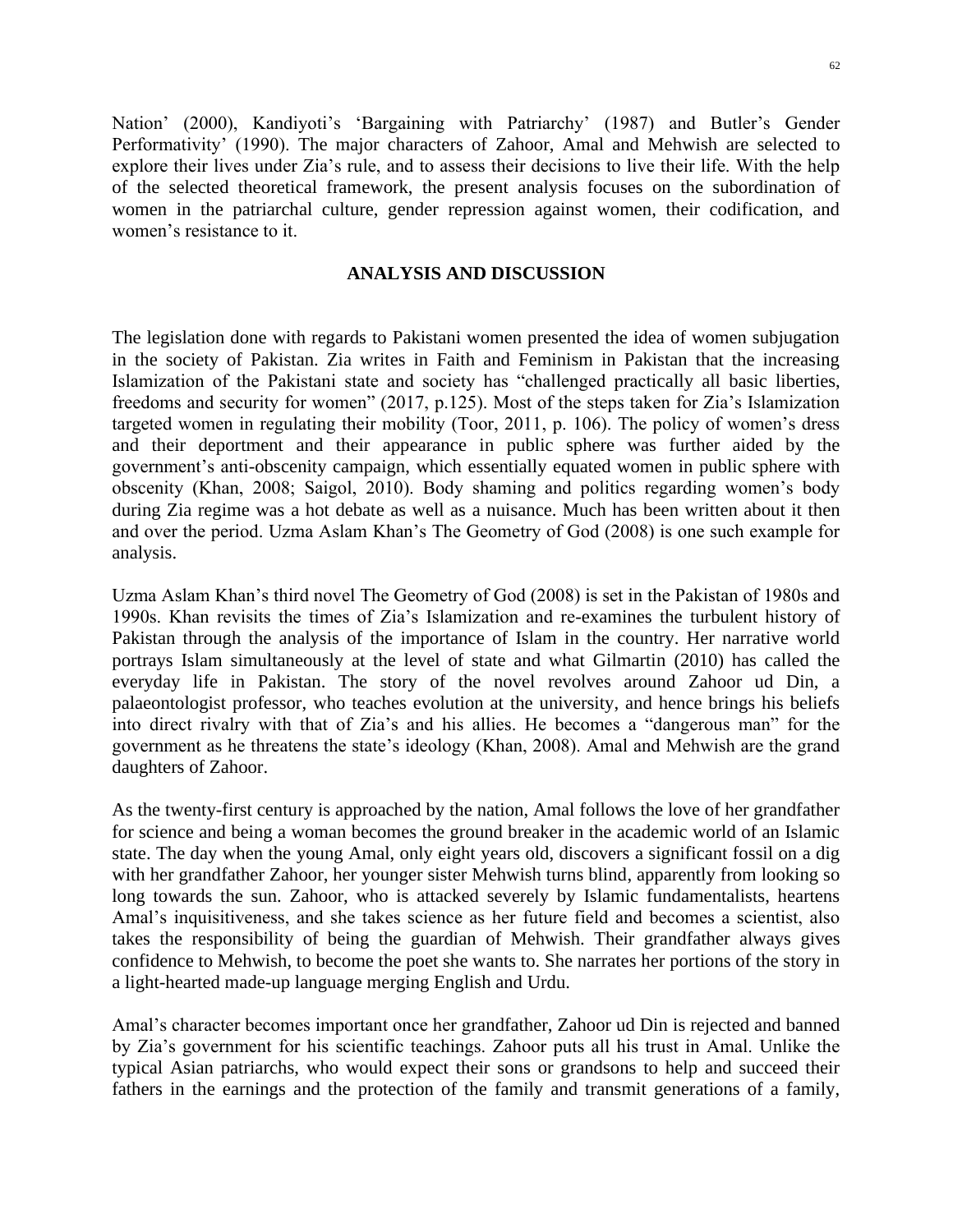Nation' (2000), Kandiyoti's 'Bargaining with Patriarchy' (1987) and Butler's Gender Performativity' (1990). The major characters of Zahoor, Amal and Mehwish are selected to explore their lives under Zia's rule, and to assess their decisions to live their life. With the help of the selected theoretical framework, the present analysis focuses on the subordination of women in the patriarchal culture, gender repression against women, their codification, and women's resistance to it.

## ANALYSIS AND DISCUSSION

The legislation done with regards to Pakistani women presented the idea of women subjugation in the society of Pakistan. Zia writes in Faith and Feminism in Pakistan that the increasing Islamization of the Pakistani state and society has "challenged practically all basic liberties, freedoms and security for women" (2017, p.125). Most of the steps taken for Zia's Islamization targeted women in regulating their mobility (Toor, 2011, p. 106). The policy of women's dress and their deportment and their appearance in public sphere was further aided by the government's anti-obscenity campaign, which essentially equated women in public sphere with obscenity (Khan, 2008; Saigol, 2010). Body shaming and politics regarding women's body during Zia regime was a hot debate as well as a nuisance. Much has been written about it then and over the period. Uzma Aslam Khan's The Geometry of God (2008) is one such example for analysis.

Uzma Aslam Khan's third novel The Geometry of God (2008) is set in the Pakistan of 1980s and 1990s. Khan revisits the times of Zia's Islamization and re-examines the turbulent history of Pakistan through the analysis of the importance of Islam in the country. Her narrative world portrays Islam simultaneously at the level of state and what Gilmartin (2010) has called the everyday life in Pakistan. The story of the novel revolves around Zahoor ud Din, a palaeontologist professor, who teaches evolution at the university, and hence brings his beliefs into direct rivalry with that of Zia's and his allies. He becomes a "dangerous man" for the government as he threatens the state's ideology (Khan, 2008). Amal and Mehwish are the grand daughters of Zahoor.

As the twenty-first century is approached by the nation, Amal follows the love of her grandfather for science and being a woman becomes the ground breaker in the academic world of an Islamic state. The day when the young Amal, only eight years old, discovers a significant fossil on a dig with her grandfather Zahoor, her younger sister Mehwish turns blind, apparently from looking so long towards the sun. Zahoor, who is attacked severely by Islamic fundamentalists, heartens Amal's inquisitiveness, and she takes science as her future field and becomes a scientist, also takes the responsibility of being the guardian of Mehwish. Their grandfather always gives confidence to Mehwish, to become the poet she wants to. She narrates her portions of the story in a light-hearted made-up language merging English and Urdu.

Amal's character becomes important once her grandfather, Zahoor ud Din is rejected and banned by Zia's government for his scientific teachings. Zahoor puts all his trust in Amal. Unlike the typical Asian patriarchs, who would expect their sons or grandsons to help and succeed their fathers in the earnings and the protection of the family and transmit generations of a family,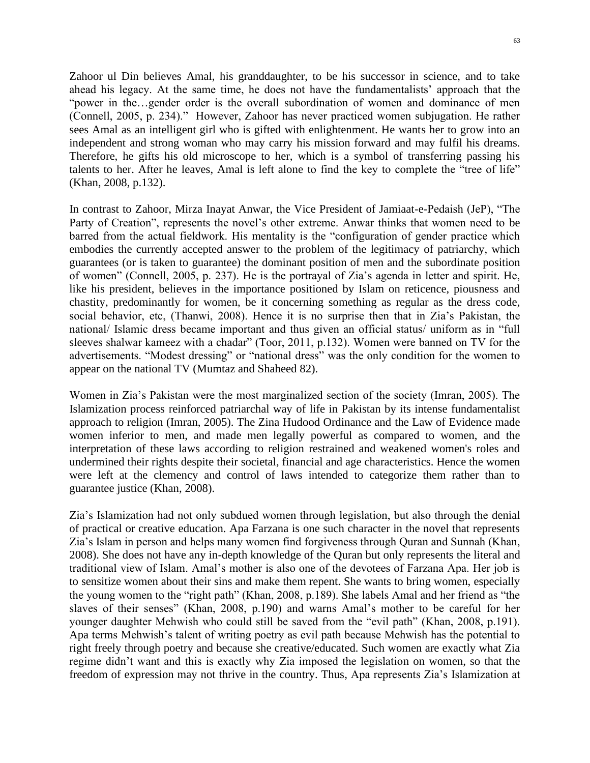Zahoor ul Din believes Amal, his granddaughter, to be his successor in science, and to take ahead his legacy. At the same time, he does not have the fundamentalists' approach that the "power in the…gender order is the overall subordination of women and dominance of men (Connell, 2005, p. 234)." However, Zahoor has never practiced women subjugation. He rather sees Amal as an intelligent girl who is gifted with enlightenment. He wants her to grow into an independent and strong woman who may carry his mission forward and may fulfil his dreams. Therefore, he gifts his old microscope to her, which is a symbol of transferring passing his talents to her. After he leaves, Amal is left alone to find the key to complete the "tree of life" (Khan, 2008, p.132).

In contrast to Zahoor, Mirza Inayat Anwar, the Vice President of Jamiaat-e-Pedaish (JeP), "The Party of Creation", represents the novel's other extreme. Anwar thinks that women need to be barred from the actual fieldwork. His mentality is the "configuration of gender practice which embodies the currently accepted answer to the problem of the legitimacy of patriarchy, which guarantees (or is taken to guarantee) the dominant position of men and the subordinate position of women" (Connell, 2005, p. 237). He is the portrayal of Zia's agenda in letter and spirit. He, like his president, believes in the importance positioned by Islam on reticence, piousness and chastity, predominantly for women, be it concerning something as regular as the dress code, social behavior, etc, (Thanwi, 2008). Hence it is no surprise then that in Zia's Pakistan, the national/ Islamic dress became important and thus given an official status/ uniform as in "full sleeves shalwar kameez with a chadar" (Toor, 2011, p.132). Women were banned on TV for the advertisements. "Modest dressing" or "national dress" was the only condition for the women to appear on the national TV (Mumtaz and Shaheed 82).

Women in Zia's Pakistan were the most marginalized section of the society (Imran, 2005). The Islamization process reinforced patriarchal way of life in Pakistan by its intense fundamentalist approach to religion (Imran, 2005). The Zina Hudood Ordinance and the Law of Evidence made women inferior to men, and made men legally powerful as compared to women, and the interpretation of these laws according to religion restrained and weakened women's roles and undermined their rights despite their societal, financial and age characteristics. Hence the women were left at the clemency and control of laws intended to categorize them rather than to guarantee justice (Khan, 2008).

Zia's Islamization had not only subdued women through legislation, but also through the denial of practical or creative education. Apa Farzana is one such character in the novel that represents Zia's Islam in person and helps many women find forgiveness through Quran and Sunnah (Khan, 2008). She does not have any in-depth knowledge of the Quran but only represents the literal and traditional view of Islam. Amal's mother is also one of the devotees of Farzana Apa. Her job is to sensitize women about their sins and make them repent. She wants to bring women, especially the young women to the "right path" (Khan, 2008, p.189). She labels Amal and her friend as "the slaves of their senses" (Khan, 2008, p.190) and warns Amal's mother to be careful for her younger daughter Mehwish who could still be saved from the "evil path" (Khan, 2008, p.191). Apa terms Mehwish's talent of writing poetry as evil path because Mehwish has the potential to right freely through poetry and because she creative/educated. Such women are exactly what Zia regime didn't want and this is exactly why Zia imposed the legislation on women, so that the freedom of expression may not thrive in the country. Thus, Apa represents Zia's Islamization at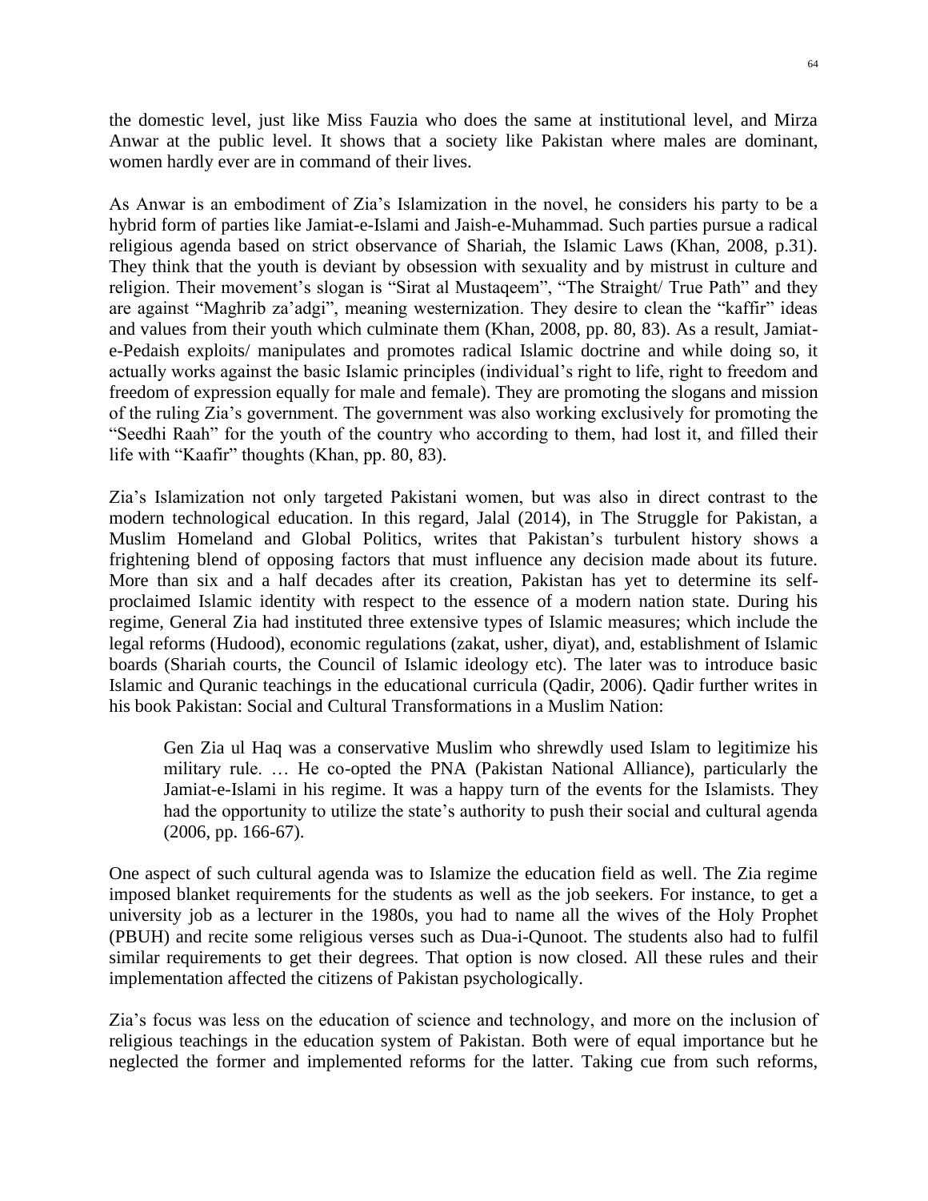the domestic level, just like Miss Fauzia who does the same at institutional level, and Mirza Anwar at the public level. It shows that a society like Pakistan where males are dominant, women hardly ever are in command of their lives.

As Anwar is an embodiment of Zia's Islamization in the novel, he considers his party to be a hybrid form of parties like Jamiat-e-Islami and Jaish-e-Muhammad. Such parties pursue a radical religious agenda based on strict observance of Shariah, the Islamic Laws (Khan, 2008, p.31). They think that the youth is deviant by obsession with sexuality and by mistrust in culture and religion. Their movement's slogan is "Sirat al Mustaqeem", "The Straight/ True Path" and they are against "Maghrib za'adgi", meaning westernization. They desire to clean the "kaffir" ideas and values from their youth which culminate them (Khan, 2008, pp. 80, 83). As a result, Jamiat-e-Pedaish exploits/ manipulates and promotes radical Islamic doctrine and while doing so, it actually works against the basic Islamic principles (individual's right to life, right to freedom and freedom of expression equally for male and female). They are promoting the slogans and mission of the ruling Zia's government. The government was also working exclusively for promoting the "Seedhi Raah" for the youth of the country who according to them, had lost it, and filled their life with "Kaafir" thoughts (Khan, pp. 80, 83).

Zia's Islamization not only targeted Pakistani women, but was also in direct contrast to the modern technological education. In this regard, Jalal (2014), in The Struggle for Pakistan, a Muslim Homeland and Global Politics, writes that Pakistan's turbulent history shows a frightening blend of opposing factors that must influence any decision made about its future. More than six and a half decades after its creation, Pakistan has yet to determine its self-proclaimed Islamic identity with respect to the essence of a modern nation state. During his regime, General Zia had instituted three extensive types of Islamic measures; which include the legal reforms (Hudood), economic regulations (zakat, usher, diyat), and, establishment of Islamic boards (Shariah courts, the Council of Islamic ideology etc). The later was to introduce basic Islamic and Quranic teachings in the educational curricula (Qadir, 2006). Qadir further writes in his book Pakistan: Social and Cultural Transformations in a Muslim Nation:

> Gen Zia ul Haq was a conservative Muslim who shrewdly used Islam to legitimize his military rule. … He co-opted the PNA (Pakistan National Alliance), particularly the Jamiat-e-Islami in his regime. It was a happy turn of the events for the Islamists. They had the opportunity to utilize the state's authority to push their social and cultural agenda (2006, pp. 166-67).

One aspect of such cultural agenda was to Islamize the education field as well. The Zia regime imposed blanket requirements for the students as well as the job seekers. For instance, to get a university job as a lecturer in the 1980s, you had to name all the wives of the Holy Prophet (PBUH) and recite some religious verses such as Dua-i-Qunoot. The students also had to fulfil similar requirements to get their degrees. That option is now closed. All these rules and their implementation affected the citizens of Pakistan psychologically.

Zia's focus was less on the education of science and technology, and more on the inclusion of religious teachings in the education system of Pakistan. Both were of equal importance but he neglected the former and implemented reforms for the latter. Taking cue from such reforms,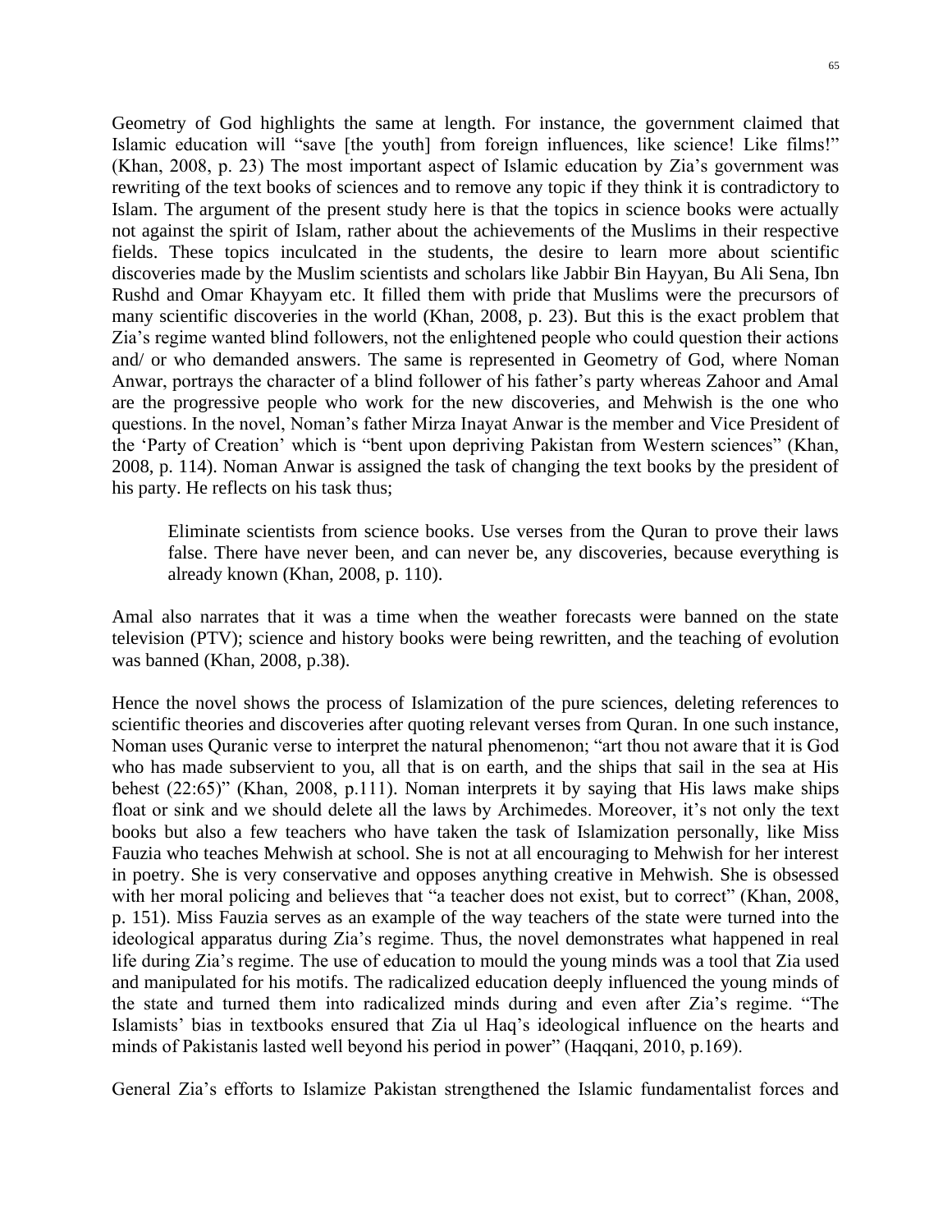Geometry of God highlights the same at length. For instance, the government claimed that Islamic education will "save [the youth] from foreign influences, like science! Like films!" (Khan, 2008, p. 23) The most important aspect of Islamic education by Zia's government was rewriting of the text books of sciences and to remove any topic if they think it is contradictory to Islam. The argument of the present study here is that the topics in science books were actually not against the spirit of Islam, rather about the achievements of the Muslims in their respective fields. These topics inculcated in the students, the desire to learn more about scientific discoveries made by the Muslim scientists and scholars like Jabbir Bin Hayyan, Bu Ali Sena, Ibn Rushd and Omar Khayyam etc. It filled them with pride that Muslims were the precursors of many scientific discoveries in the world (Khan, 2008, p. 23). But this is the exact problem that Zia's regime wanted blind followers, not the enlightened people who could question their actions and/ or who demanded answers. The same is represented in Geometry of God, where Noman Anwar, portrays the character of a blind follower of his father's party whereas Zahoor and Amal are the progressive people who work for the new discoveries, and Mehwish is the one who questions. In the novel, Noman's father Mirza Inayat Anwar is the member and Vice President of the 'Party of Creation' which is "bent upon depriving Pakistan from Western sciences" (Khan, 2008, p. 114). Noman Anwar is assigned the task of changing the text books by the president of his party. He reflects on his task thus;

> Eliminate scientists from science books. Use verses from the Quran to prove their laws false. There have never been, and can never be, any discoveries, because everything is already known (Khan, 2008, p. 110).

Amal also narrates that it was a time when the weather forecasts were banned on the state television (PTV); science and history books were being rewritten, and the teaching of evolution was banned (Khan, 2008, p.38).

Hence the novel shows the process of Islamization of the pure sciences, deleting references to scientific theories and discoveries after quoting relevant verses from Quran. In one such instance, Noman uses Quranic verse to interpret the natural phenomenon; "art thou not aware that it is God who has made subservient to you, all that is on earth, and the ships that sail in the sea at His behest (22:65)" (Khan, 2008, p.111). Noman interprets it by saying that His laws make ships float or sink and we should delete all the laws by Archimedes. Moreover, it's not only the text books but also a few teachers who have taken the task of Islamization personally, like Miss Fauzia who teaches Mehwish at school. She is not at all encouraging to Mehwish for her interest in poetry. She is very conservative and opposes anything creative in Mehwish. She is obsessed with her moral policing and believes that "a teacher does not exist, but to correct" (Khan, 2008, p. 151). Miss Fauzia serves as an example of the way teachers of the state were turned into the ideological apparatus during Zia's regime. Thus, the novel demonstrates what happened in real life during Zia's regime. The use of education to mould the young minds was a tool that Zia used and manipulated for his motifs. The radicalized education deeply influenced the young minds of the state and turned them into radicalized minds during and even after Zia's regime. "The Islamists' bias in textbooks ensured that Zia ul Haq's ideological influence on the hearts and minds of Pakistanis lasted well beyond his period in power" (Haqqani, 2010, p.169).

General Zia's efforts to Islamize Pakistan strengthened the Islamic fundamentalist forces and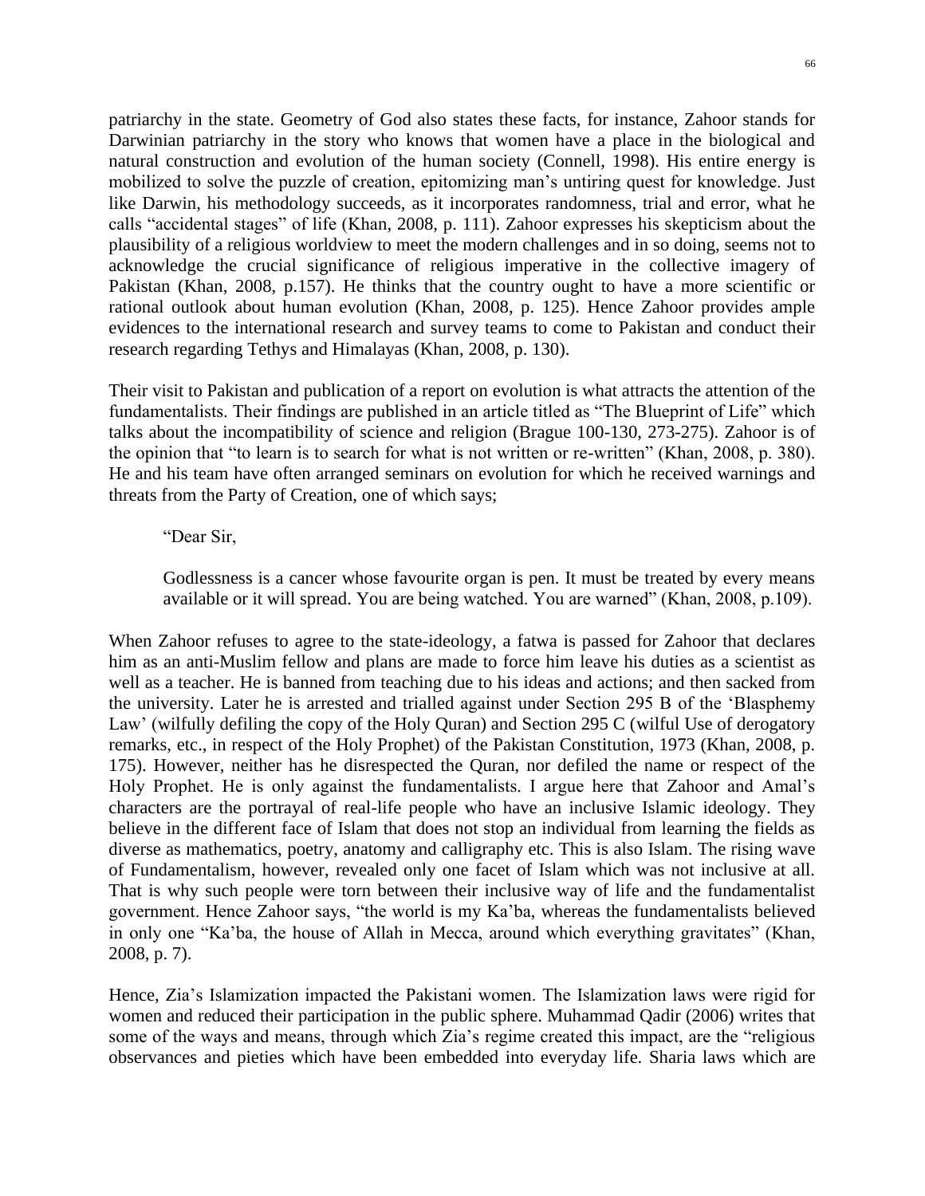patriarchy in the state. Geometry of God also states these facts, for instance, Zahoor stands for Darwinian patriarchy in the story who knows that women have a place in the biological and natural construction and evolution of the human society (Connell, 1998). His entire energy is mobilized to solve the puzzle of creation, epitomizing man's untiring quest for knowledge. Just like Darwin, his methodology succeeds, as it incorporates randomness, trial and error, what he calls "accidental stages" of life (Khan, 2008, p. 111). Zahoor expresses his skepticism about the plausibility of a religious worldview to meet the modern challenges and in so doing, seems not to acknowledge the crucial significance of religious imperative in the collective imagery of Pakistan (Khan, 2008, p.157). He thinks that the country ought to have a more scientific or rational outlook about human evolution (Khan, 2008, p. 125). Hence Zahoor provides ample evidences to the international research and survey teams to come to Pakistan and conduct their research regarding Tethys and Himalayas (Khan, 2008, p. 130).

Their visit to Pakistan and publication of a report on evolution is what attracts the attention of the fundamentalists. Their findings are published in an article titled as "The Blueprint of Life" which talks about the incompatibility of science and religion (Brague 100-130, 273-275). Zahoor is of the opinion that "to learn is to search for what is not written or re-written" (Khan, 2008, p. 380). He and his team have often arranged seminars on evolution for which he received warnings and threats from the Party of Creation, one of which says;

> "Dear Sir,
>
> Godlessness is a cancer whose favourite organ is pen. It must be treated by every means available or it will spread. You are being watched. You are warned" (Khan, 2008, p.109).

When Zahoor refuses to agree to the state-ideology, a fatwa is passed for Zahoor that declares him as an anti-Muslim fellow and plans are made to force him leave his duties as a scientist as well as a teacher. He is banned from teaching due to his ideas and actions; and then sacked from the university. Later he is arrested and trialled against under Section 295 B of the 'Blasphemy Law' (wilfully defiling the copy of the Holy Quran) and Section 295 C (wilful Use of derogatory remarks, etc., in respect of the Holy Prophet) of the Pakistan Constitution, 1973 (Khan, 2008, p. 175). However, neither has he disrespected the Quran, nor defiled the name or respect of the Holy Prophet. He is only against the fundamentalists. I argue here that Zahoor and Amal's characters are the portrayal of real-life people who have an inclusive Islamic ideology. They believe in the different face of Islam that does not stop an individual from learning the fields as diverse as mathematics, poetry, anatomy and calligraphy etc. This is also Islam. The rising wave of Fundamentalism, however, revealed only one facet of Islam which was not inclusive at all. That is why such people were torn between their inclusive way of life and the fundamentalist government. Hence Zahoor says, "the world is my Ka'ba, whereas the fundamentalists believed in only one "Ka'ba, the house of Allah in Mecca, around which everything gravitates" (Khan, 2008, p. 7).

Hence, Zia's Islamization impacted the Pakistani women. The Islamization laws were rigid for women and reduced their participation in the public sphere. Muhammad Qadir (2006) writes that some of the ways and means, through which Zia's regime created this impact, are the "religious observances and pieties which have been embedded into everyday life. Sharia laws which are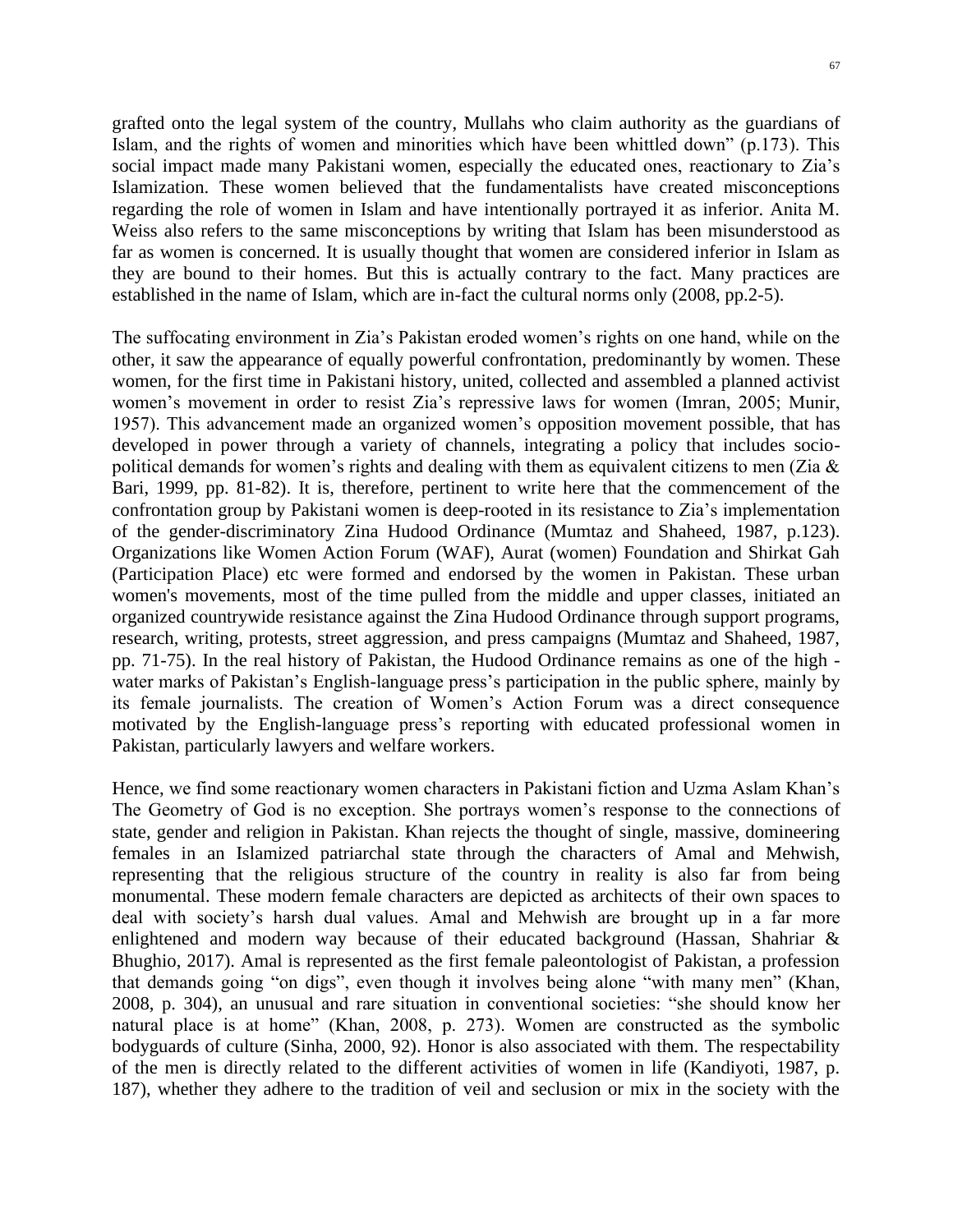grafted onto the legal system of the country, Mullahs who claim authority as the guardians of Islam, and the rights of women and minorities which have been whittled down" (p.173). This social impact made many Pakistani women, especially the educated ones, reactionary to Zia's Islamization. These women believed that the fundamentalists have created misconceptions regarding the role of women in Islam and have intentionally portrayed it as inferior. Anita M. Weiss also refers to the same misconceptions by writing that Islam has been misunderstood as far as women is concerned. It is usually thought that women are considered inferior in Islam as they are bound to their homes. But this is actually contrary to the fact. Many practices are established in the name of Islam, which are in-fact the cultural norms only (2008, pp.2-5).

The suffocating environment in Zia's Pakistan eroded women's rights on one hand, while on the other, it saw the appearance of equally powerful confrontation, predominantly by women. These women, for the first time in Pakistani history, united, collected and assembled a planned activist women's movement in order to resist Zia's repressive laws for women (Imran, 2005; Munir, 1957). This advancement made an organized women's opposition movement possible, that has developed in power through a variety of channels, integrating a policy that includes socio-political demands for women's rights and dealing with them as equivalent citizens to men (Zia & Bari, 1999, pp. 81-82). It is, therefore, pertinent to write here that the commencement of the confrontation group by Pakistani women is deep-rooted in its resistance to Zia's implementation of the gender-discriminatory Zina Hudood Ordinance (Mumtaz and Shaheed, 1987, p.123). Organizations like Women Action Forum (WAF), Aurat (women) Foundation and Shirkat Gah (Participation Place) etc were formed and endorsed by the women in Pakistan. These urban women's movements, most of the time pulled from the middle and upper classes, initiated an organized countrywide resistance against the Zina Hudood Ordinance through support programs, research, writing, protests, street aggression, and press campaigns (Mumtaz and Shaheed, 1987, pp. 71-75). In the real history of Pakistan, the Hudood Ordinance remains as one of the high - water marks of Pakistan's English-language press's participation in the public sphere, mainly by its female journalists. The creation of Women's Action Forum was a direct consequence motivated by the English-language press's reporting with educated professional women in Pakistan, particularly lawyers and welfare workers.

Hence, we find some reactionary women characters in Pakistani fiction and Uzma Aslam Khan's The Geometry of God is no exception. She portrays women's response to the connections of state, gender and religion in Pakistan. Khan rejects the thought of single, massive, domineering females in an Islamized patriarchal state through the characters of Amal and Mehwish, representing that the religious structure of the country in reality is also far from being monumental. These modern female characters are depicted as architects of their own spaces to deal with society's harsh dual values. Amal and Mehwish are brought up in a far more enlightened and modern way because of their educated background (Hassan, Shahriar & Bhughio, 2017). Amal is represented as the first female paleontologist of Pakistan, a profession that demands going "on digs", even though it involves being alone "with many men" (Khan, 2008, p. 304), an unusual and rare situation in conventional societies: "she should know her natural place is at home" (Khan, 2008, p. 273). Women are constructed as the symbolic bodyguards of culture (Sinha, 2000, 92). Honor is also associated with them. The respectability of the men is directly related to the different activities of women in life (Kandiyoti, 1987, p. 187), whether they adhere to the tradition of veil and seclusion or mix in the society with the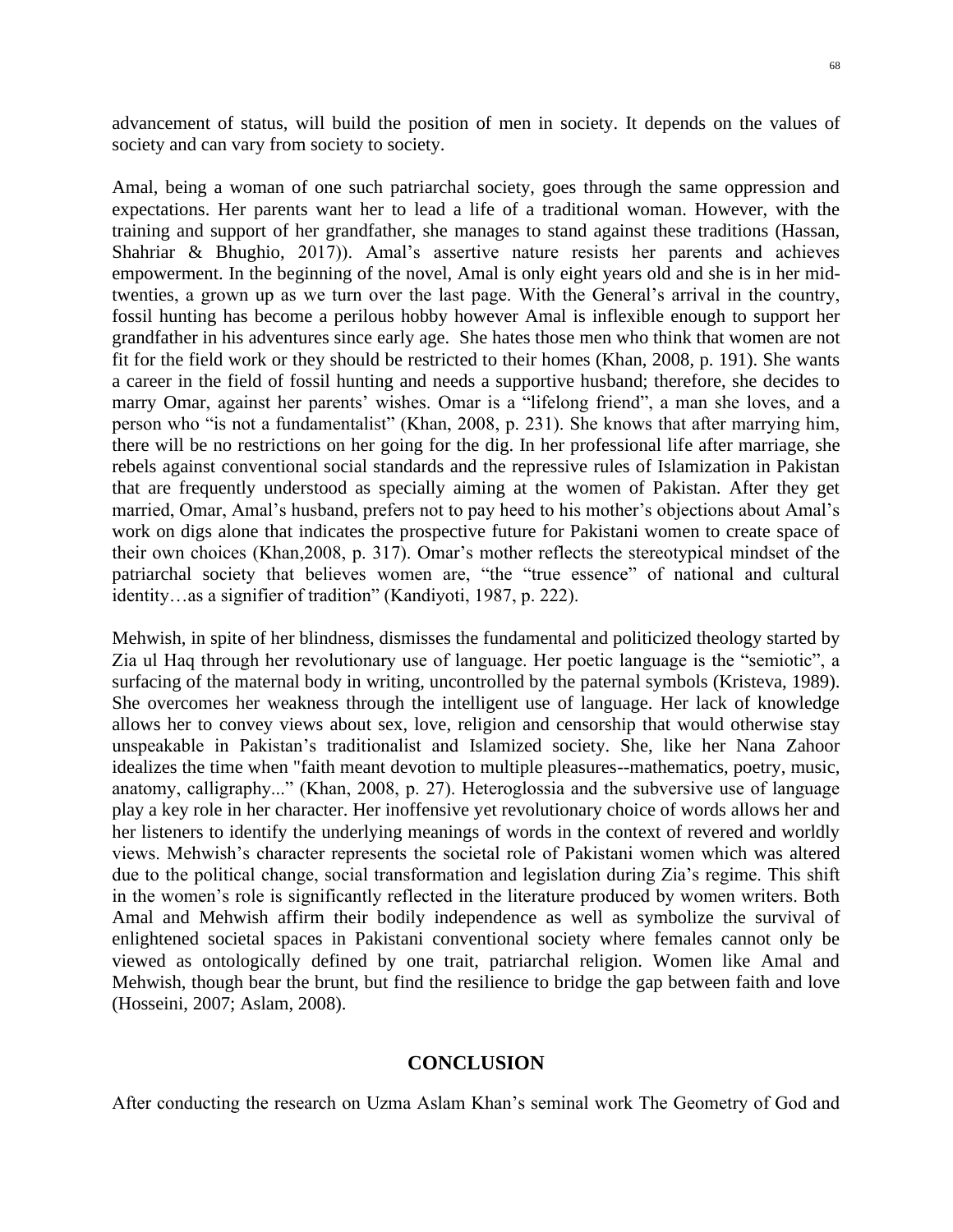advancement of status, will build the position of men in society. It depends on the values of society and can vary from society to society.

Amal, being a woman of one such patriarchal society, goes through the same oppression and expectations. Her parents want her to lead a life of a traditional woman. However, with the training and support of her grandfather, she manages to stand against these traditions (Hassan, Shahriar & Bhughio, 2017)). Amal's assertive nature resists her parents and achieves empowerment. In the beginning of the novel, Amal is only eight years old and she is in her mid-twenties, a grown up as we turn over the last page. With the General's arrival in the country, fossil hunting has become a perilous hobby however Amal is inflexible enough to support her grandfather in his adventures since early age. She hates those men who think that women are not fit for the field work or they should be restricted to their homes (Khan, 2008, p. 191). She wants a career in the field of fossil hunting and needs a supportive husband; therefore, she decides to marry Omar, against her parents' wishes. Omar is a "lifelong friend", a man she loves, and a person who "is not a fundamentalist" (Khan, 2008, p. 231). She knows that after marrying him, there will be no restrictions on her going for the dig. In her professional life after marriage, she rebels against conventional social standards and the repressive rules of Islamization in Pakistan that are frequently understood as specially aiming at the women of Pakistan. After they get married, Omar, Amal's husband, prefers not to pay heed to his mother's objections about Amal's work on digs alone that indicates the prospective future for Pakistani women to create space of their own choices (Khan,2008, p. 317). Omar's mother reflects the stereotypical mindset of the patriarchal society that believes women are, "the "true essence" of national and cultural identity…as a signifier of tradition" (Kandiyoti, 1987, p. 222).

Mehwish, in spite of her blindness, dismisses the fundamental and politicized theology started by Zia ul Haq through her revolutionary use of language. Her poetic language is the "semiotic", a surfacing of the maternal body in writing, uncontrolled by the paternal symbols (Kristeva, 1989). She overcomes her weakness through the intelligent use of language. Her lack of knowledge allows her to convey views about sex, love, religion and censorship that would otherwise stay unspeakable in Pakistan's traditionalist and Islamized society. She, like her Nana Zahoor idealizes the time when "faith meant devotion to multiple pleasures--mathematics, poetry, music, anatomy, calligraphy..." (Khan, 2008, p. 27). Heteroglossia and the subversive use of language play a key role in her character. Her inoffensive yet revolutionary choice of words allows her and her listeners to identify the underlying meanings of words in the context of revered and worldly views. Mehwish's character represents the societal role of Pakistani women which was altered due to the political change, social transformation and legislation during Zia's regime. This shift in the women's role is significantly reflected in the literature produced by women writers. Both Amal and Mehwish affirm their bodily independence as well as symbolize the survival of enlightened societal spaces in Pakistani conventional society where females cannot only be viewed as ontologically defined by one trait, patriarchal religion. Women like Amal and Mehwish, though bear the brunt, but find the resilience to bridge the gap between faith and love (Hosseini, 2007; Aslam, 2008).

## CONCLUSION

After conducting the research on Uzma Aslam Khan's seminal work The Geometry of God and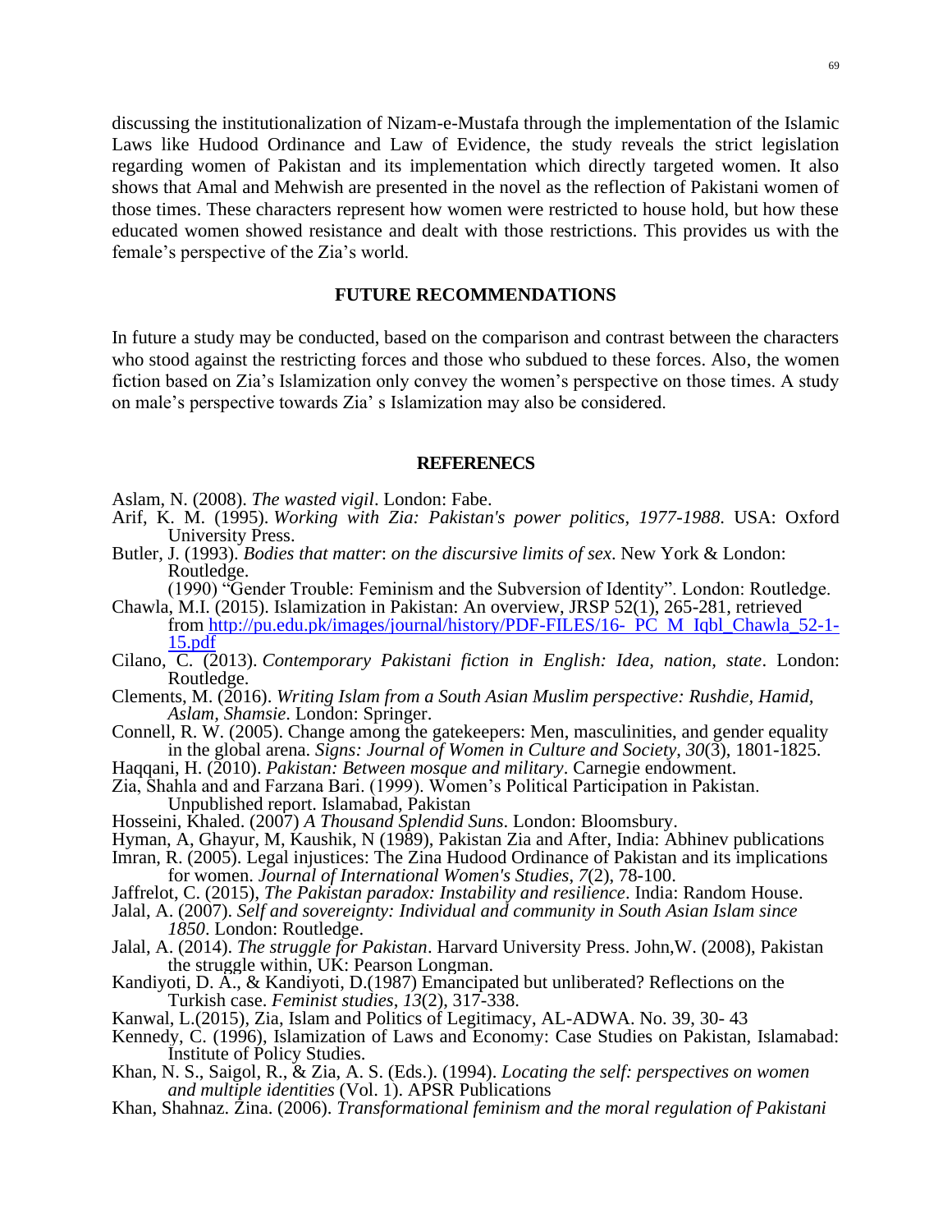discussing the institutionalization of Nizam-e-Mustafa through the implementation of the Islamic Laws like Hudood Ordinance and Law of Evidence, the study reveals the strict legislation regarding women of Pakistan and its implementation which directly targeted women. It also shows that Amal and Mehwish are presented in the novel as the reflection of Pakistani women of those times. These characters represent how women were restricted to house hold, but how these educated women showed resistance and dealt with those restrictions. This provides us with the female's perspective of the Zia's world.

## FUTURE RECOMMENDATIONS

In future a study may be conducted, based on the comparison and contrast between the characters who stood against the restricting forces and those who subdued to these forces. Also, the women fiction based on Zia's Islamization only convey the women's perspective on those times. A study on male's perspective towards Zia' s Islamization may also be considered.

## REFERENECS

Aslam, N. (2008). *The wasted vigil*. London: Fabe.

Arif, K. M. (1995). *Working with Zia: Pakistan's power politics, 1977-1988*. USA: Oxford University Press.

Butler, J. (1993). *Bodies that matter*: *on the discursive limits of sex*. New York & London: Routledge.
(1990) "Gender Trouble: Feminism and the Subversion of Identity". London: Routledge.

Chawla, M.I. (2015). Islamization in Pakistan: An overview, JRSP 52(1), 265-281, retrieved from http://pu.edu.pk/images/journal/history/PDF-FILES/16- PC M Iqbl_Chawla_52-1-15.pdf

Cilano, C. (2013). *Contemporary Pakistani fiction in English: Idea, nation, state*. London: Routledge.

Clements, M. (2016). *Writing Islam from a South Asian Muslim perspective: Rushdie, Hamid, Aslam, Shamsie*. London: Springer.

Connell, R. W. (2005). Change among the gatekeepers: Men, masculinities, and gender equality in the global arena. *Signs: Journal of Women in Culture and Society*, *30*(3), 1801-1825.

Haqqani, H. (2010). *Pakistan: Between mosque and military*. Carnegie endowment.

Zia, Shahla and and Farzana Bari. (1999). Women's Political Participation in Pakistan. Unpublished report. Islamabad, Pakistan

Hosseini, Khaled. (2007) *A Thousand Splendid Suns*. London: Bloomsbury.

Hyman, A, Ghayur, M, Kaushik, N (1989), Pakistan Zia and After, India: Abhinev publications

Imran, R. (2005). Legal injustices: The Zina Hudood Ordinance of Pakistan and its implications for women. *Journal of International Women's Studies*, *7*(2), 78-100.

Jaffrelot, C. (2015), *The Pakistan paradox: Instability and resilience*. India: Random House.

Jalal, A. (2007). *Self and sovereignty: Individual and community in South Asian Islam since 1850*. London: Routledge.

Jalal, A. (2014). *The struggle for Pakistan*. Harvard University Press. John,W. (2008), Pakistan the struggle within, UK: Pearson Longman.

Kandiyoti, D. A., & Kandiyoti, D.(1987) Emancipated but unliberated? Reflections on the Turkish case. *Feminist studies*, *13*(2), 317-338.

Kanwal, L.(2015), Zia, Islam and Politics of Legitimacy, AL-ADWA. No. 39, 30- 43

Kennedy, C. (1996), Islamization of Laws and Economy: Case Studies on Pakistan, Islamabad: Institute of Policy Studies.

Khan, N. S., Saigol, R., & Zia, A. S. (Eds.). (1994). *Locating the self: perspectives on women and multiple identities* (Vol. 1). APSR Publications

Khan, Shahnaz. Zina. (2006). *Transformational feminism and the moral regulation of Pakistani*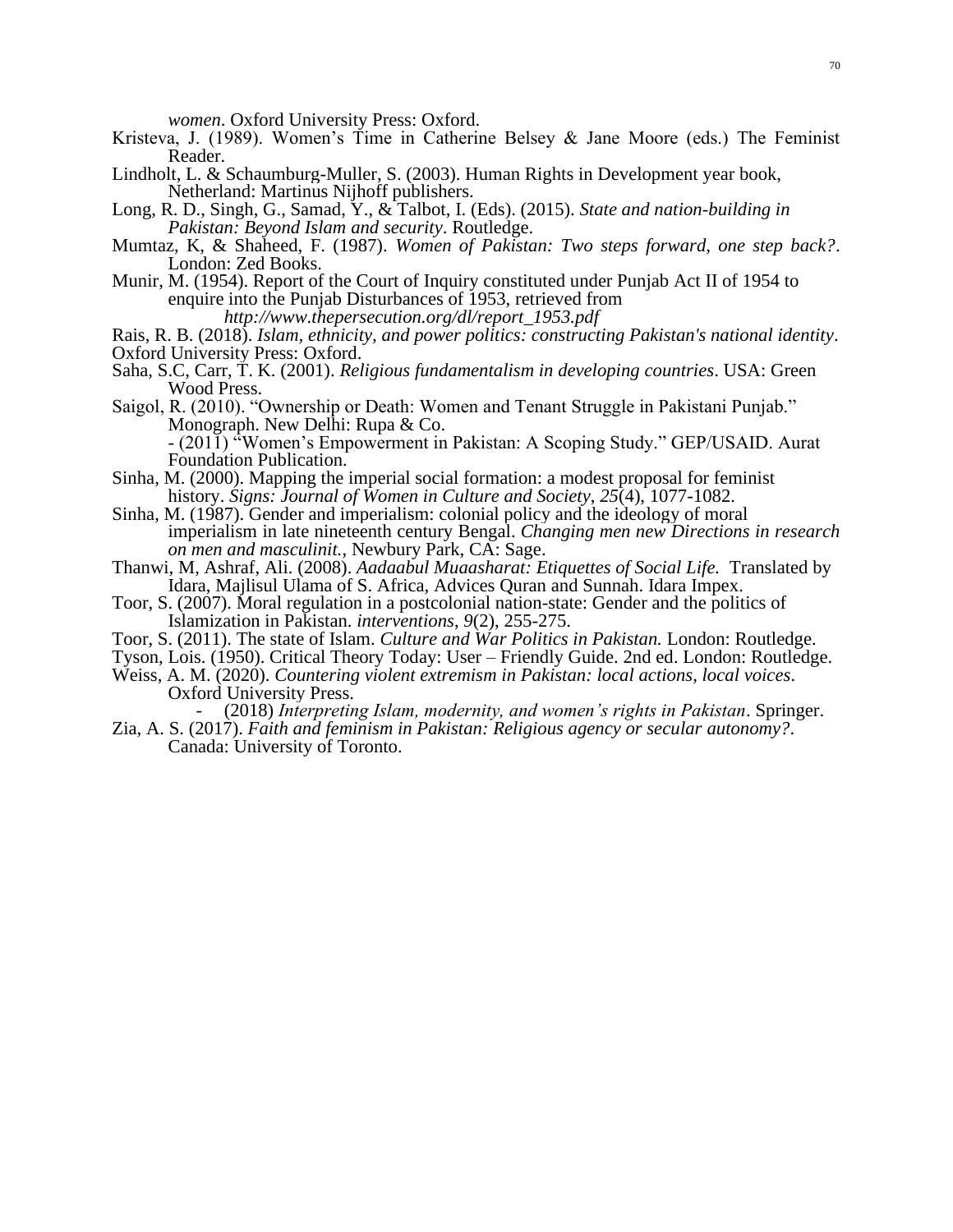*women*. Oxford University Press: Oxford.

Kristeva, J. (1989). Women's Time in Catherine Belsey & Jane Moore (eds.) The Feminist Reader.

Lindholt, L. & Schaumburg-Muller, S. (2003). Human Rights in Development year book, Netherland: Martinus Nijhoff publishers.

Long, R. D., Singh, G., Samad, Y., & Talbot, I. (Eds). (2015). *State and nation-building in Pakistan: Beyond Islam and security*. Routledge.

Mumtaz, K, & Shaheed, F. (1987). *Women of Pakistan: Two steps forward, one step back?*. London: Zed Books.

Munir, M. (1954). Report of the Court of Inquiry constituted under Punjab Act II of 1954 to enquire into the Punjab Disturbances of 1953, retrieved from *http://www.thepersecution.org/dl/report_1953.pdf*

Rais, R. B. (2018). *Islam, ethnicity, and power politics: constructing Pakistan's national identity*. Oxford University Press: Oxford.

Saha, S.C, Carr, T. K. (2001). *Religious fundamentalism in developing countries*. USA: Green Wood Press.

Saigol, R. (2010). "Ownership or Death: Women and Tenant Struggle in Pakistani Punjab." Monograph. New Delhi: Rupa & Co.
- (2011) "Women's Empowerment in Pakistan: A Scoping Study." GEP/USAID. Aurat Foundation Publication.

Sinha, M. (2000). Mapping the imperial social formation: a modest proposal for feminist history. *Signs: Journal of Women in Culture and Society*, *25*(4), 1077-1082.

Sinha, M. (1987). Gender and imperialism: colonial policy and the ideology of moral imperialism in late nineteenth century Bengal. *Changing men new Directions in research on men and masculinit.*, Newbury Park, CA: Sage.

Thanwi, M, Ashraf, Ali. (2008). *Aadaabul Muaasharat: Etiquettes of Social Life.* Translated by Idara, Majlisul Ulama of S. Africa, Advices Quran and Sunnah. Idara Impex.

Toor, S. (2007). Moral regulation in a postcolonial nation-state: Gender and the politics of Islamization in Pakistan. *interventions*, *9*(2), 255-275.

Toor, S. (2011). The state of Islam. *Culture and War Politics in Pakistan.* London: Routledge.

Tyson, Lois. (1950). Critical Theory Today: User – Friendly Guide. 2nd ed. London: Routledge.

Weiss, A. M. (2020). *Countering violent extremism in Pakistan: local actions, local voices*. Oxford University Press.
- (2018) *Interpreting Islam, modernity, and women's rights in Pakistan*. Springer.

Zia, A. S. (2017). *Faith and feminism in Pakistan: Religious agency or secular autonomy?*. Canada: University of Toronto.